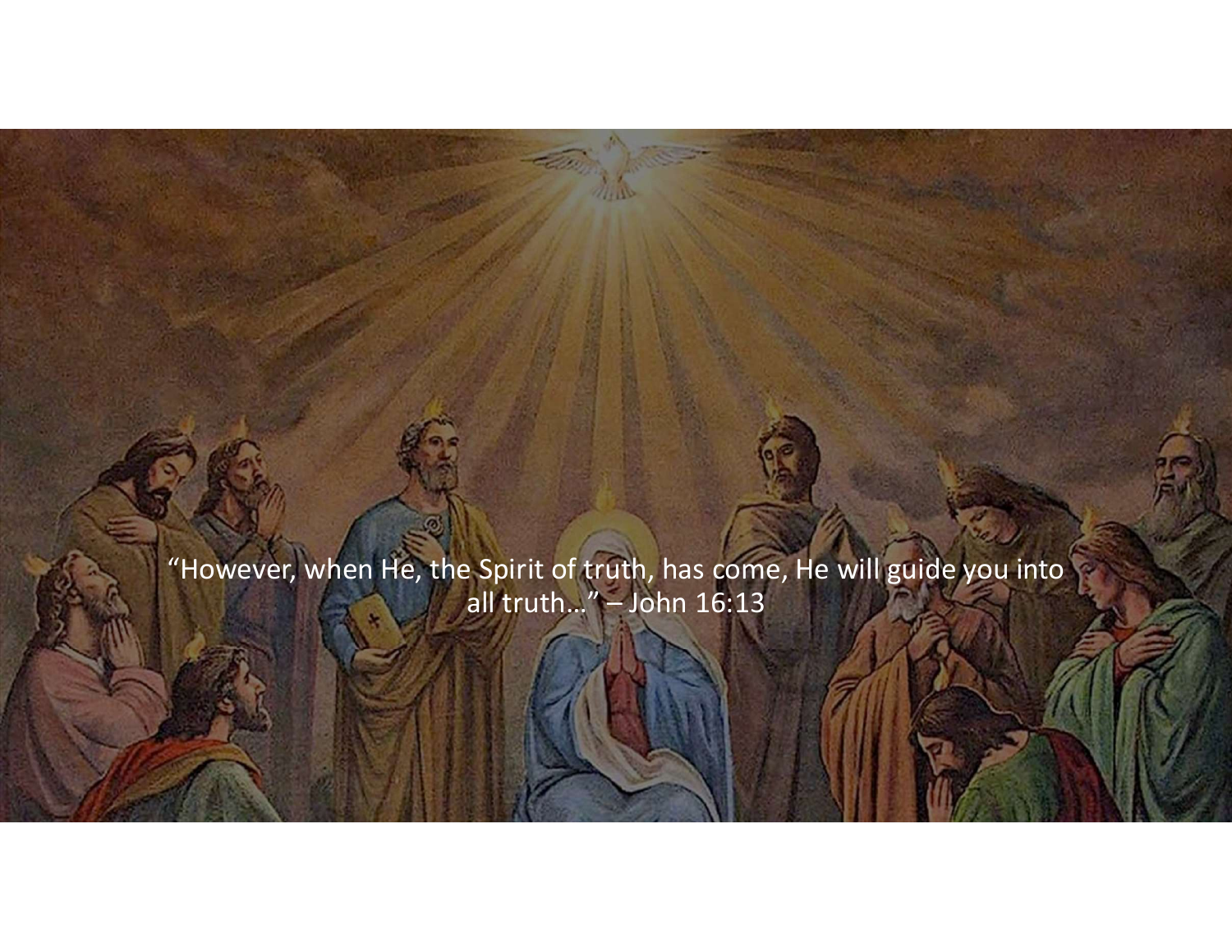"However, when He, the Spirit of truth, has come, He will guide you into all truth…" – John 16:13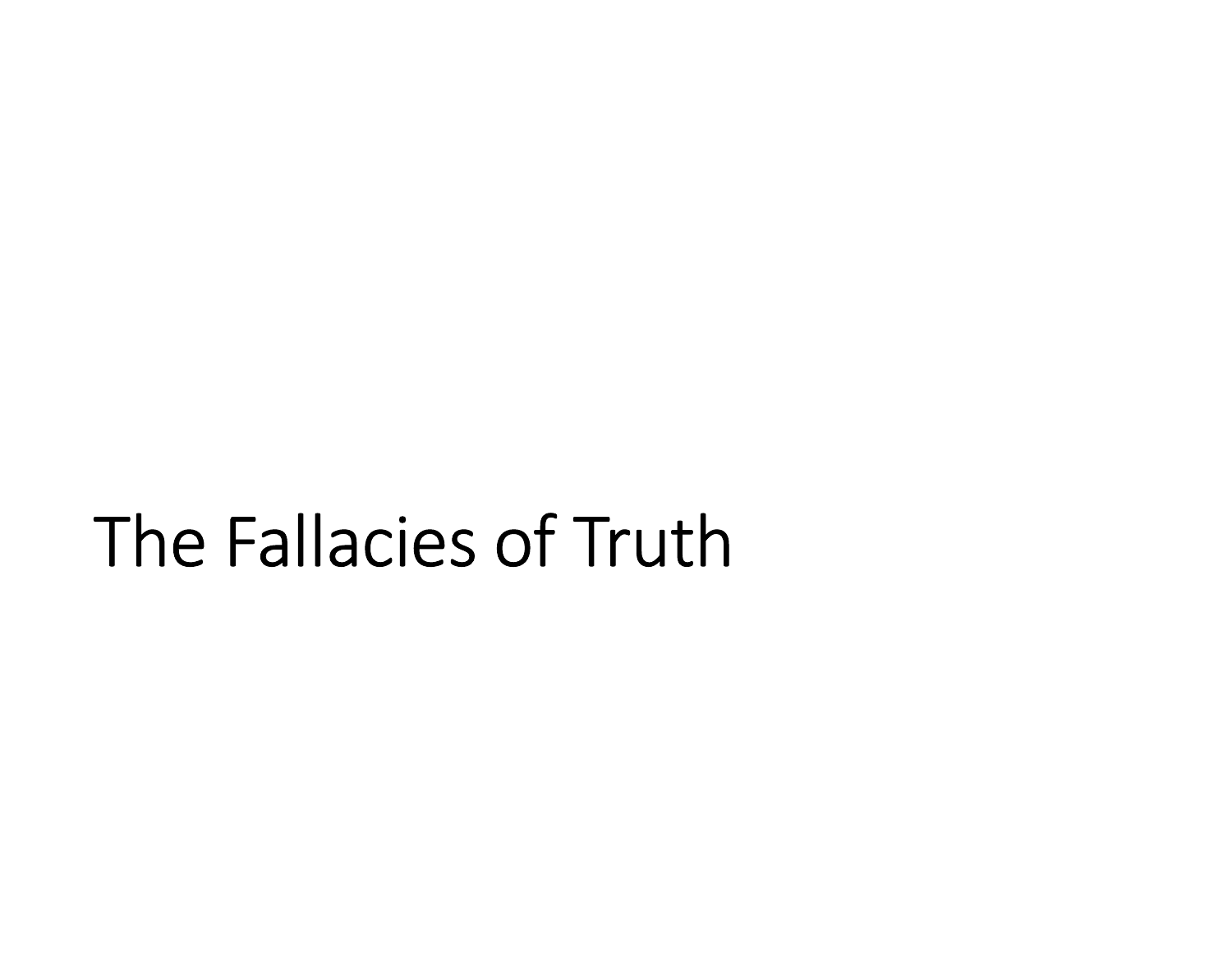# The Fallacies of Truth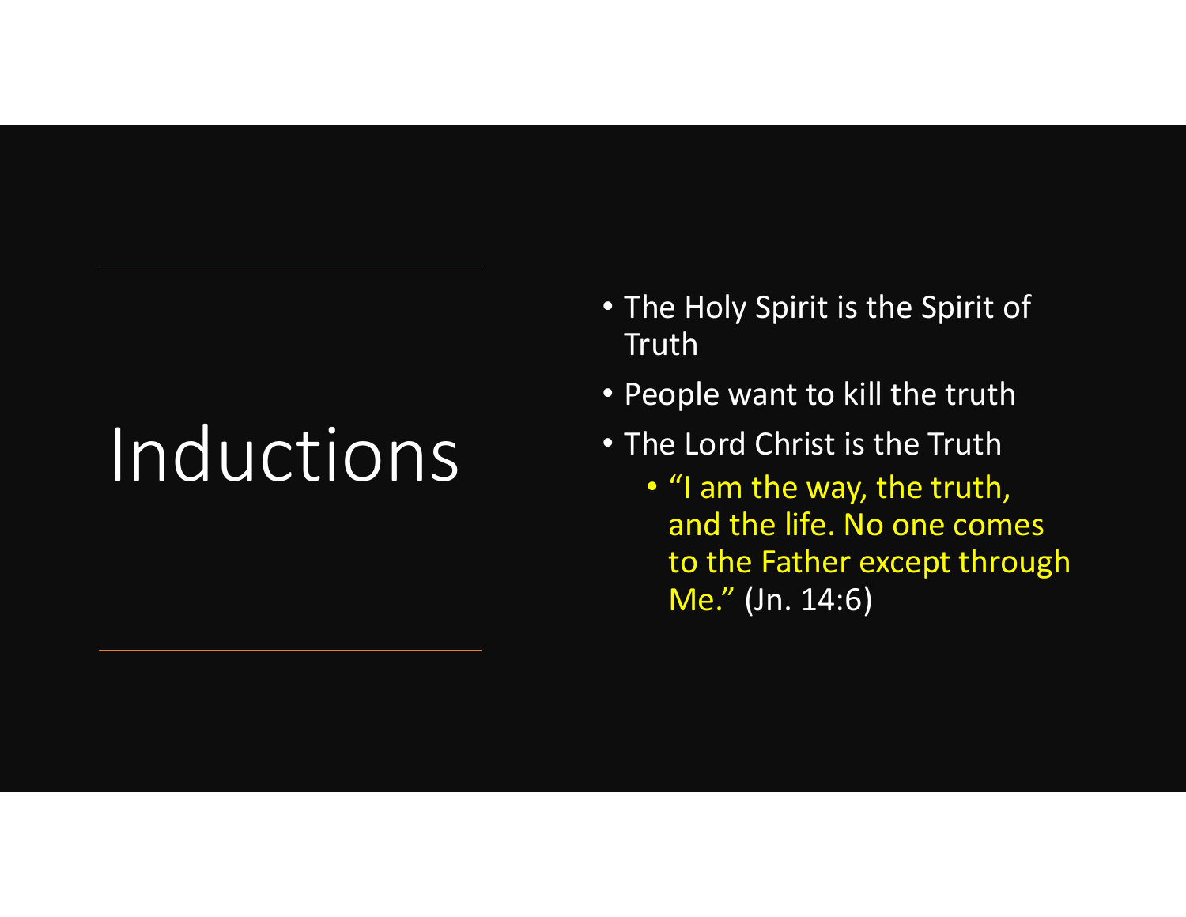# Inductions

- The Holy Spirit is the Spirit of Truth
- People want to kill the truth
- The Lord Christ is the Truth
  - "I am the way, the truth, and the life. No one comes to the Father except through Me." (Jn. 14:6)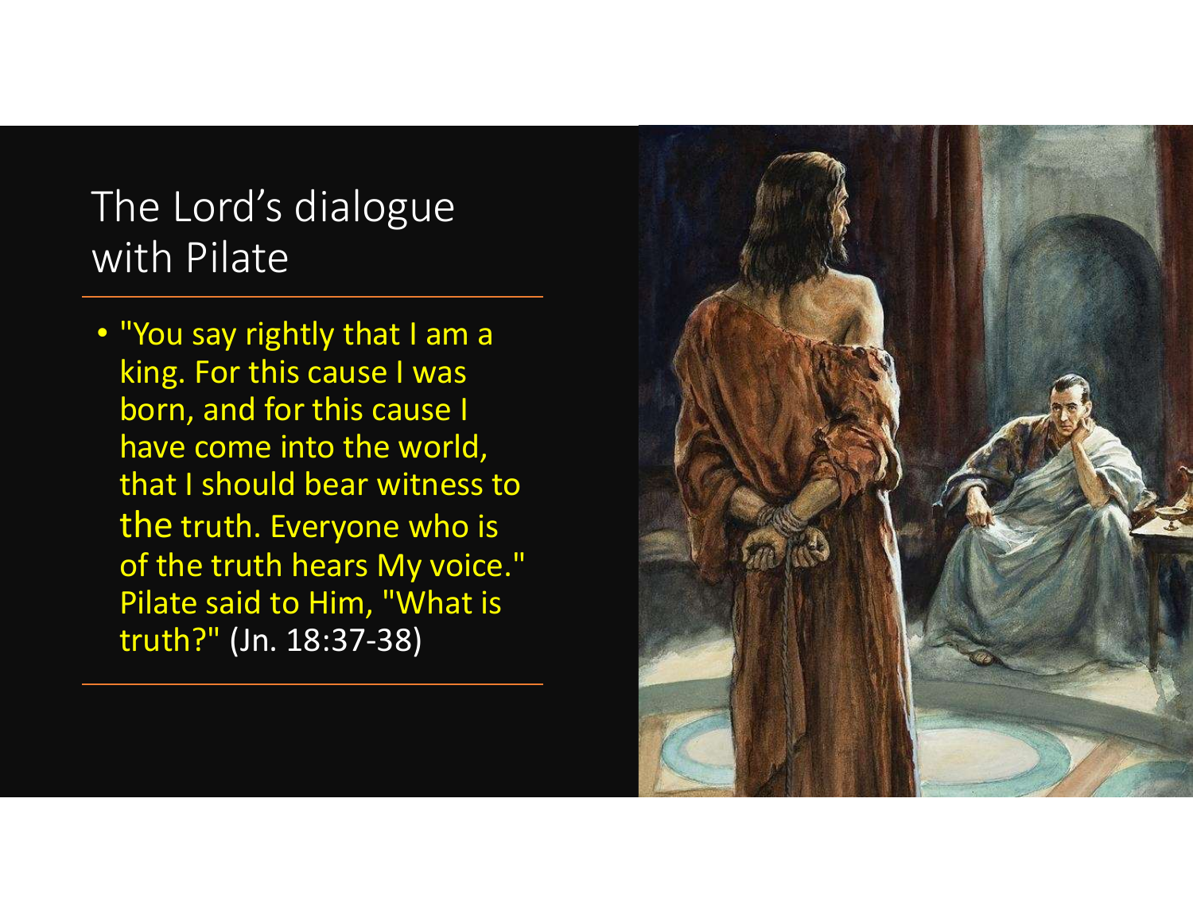# The Lord's dialogue with Pilate

- "You say rightly that I am a king. For this cause I was born, and for this cause I have come into the world, that I should bear witness to the truth. Everyone who is of the truth hears My voice." Pilate said to Him, "What is truth?" (Jn. 18:37-38)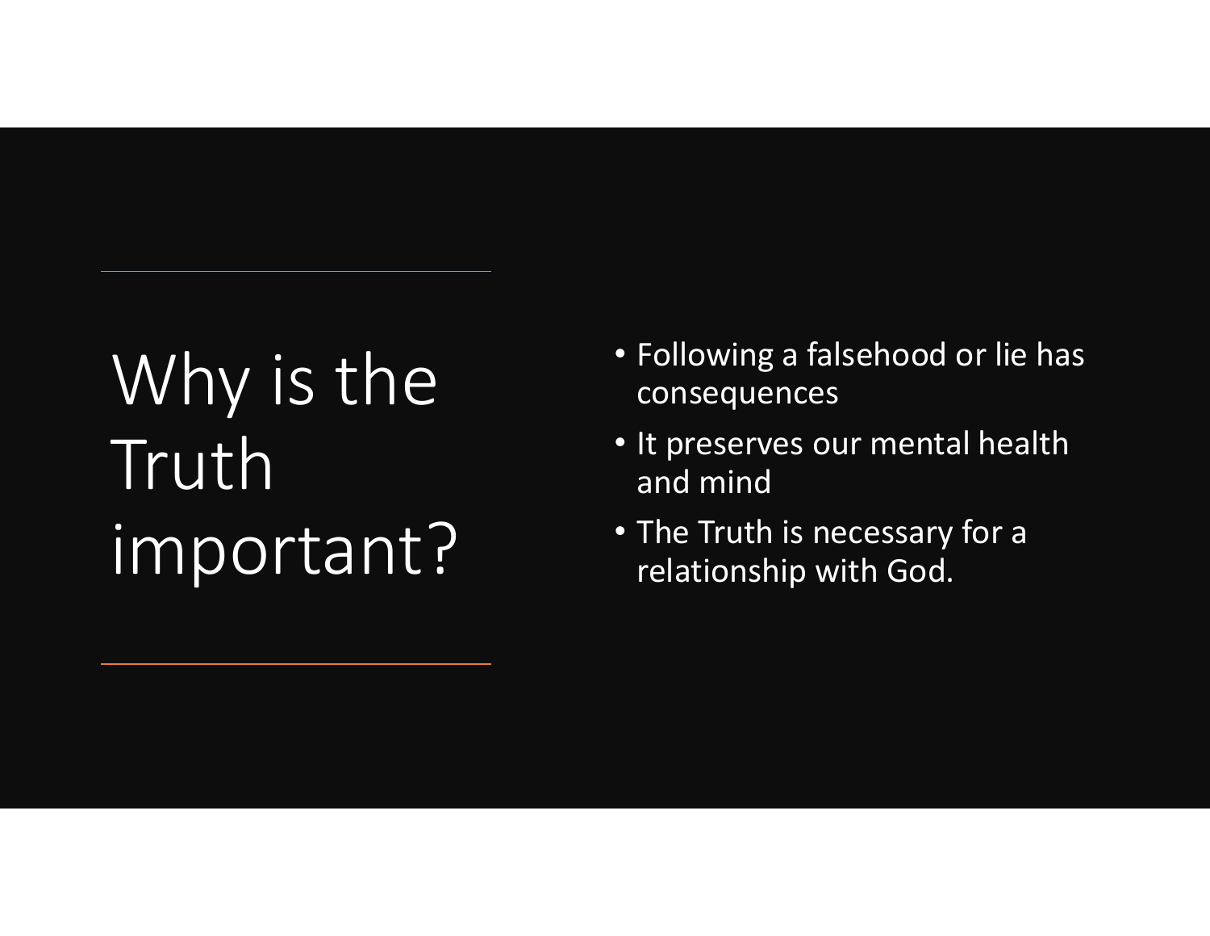# Why is the Truth important?

- Following a falsehood or lie has consequences
- It preserves our mental health and mind
- The Truth is necessary for a relationship with God.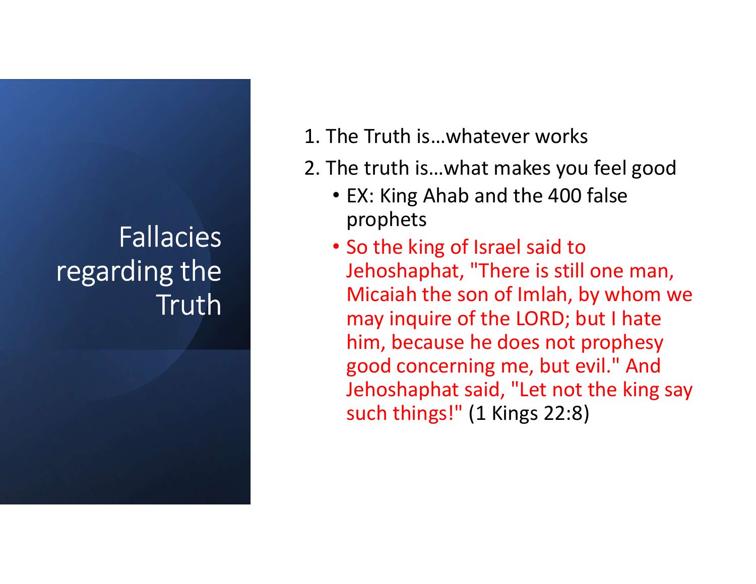# Fallacies regarding the Truth

1. The Truth is…whatever works
2. The truth is…what makes you feel good
   - EX: King Ahab and the 400 false prophets
   - So the king of Israel said to Jehoshaphat, "There is still one man, Micaiah the son of Imlah, by whom we may inquire of the LORD; but I hate him, because he does not prophesy good concerning me, but evil." And Jehoshaphat said, "Let not the king say such things!" (1 Kings 22:8)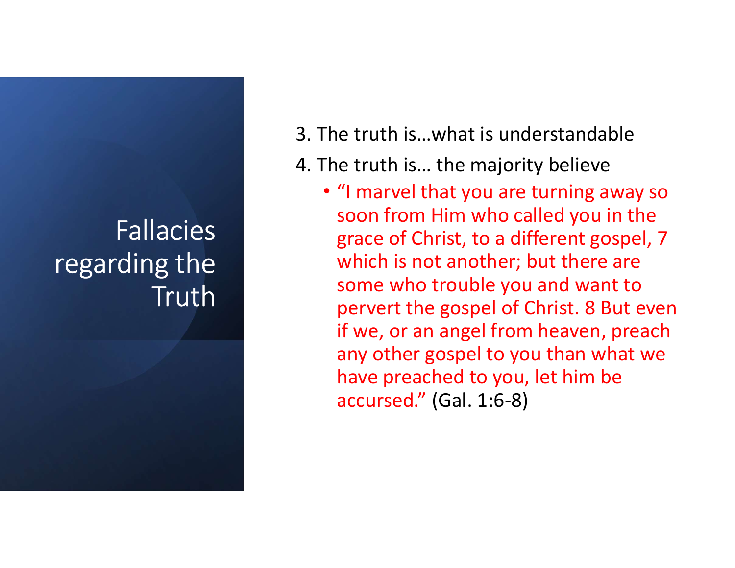# Fallacies regarding the Truth

3. The truth is…what is understandable
4. The truth is… the majority believe
   - "I marvel that you are turning away so soon from Him who called you in the grace of Christ, to a different gospel, 7 which is not another; but there are some who trouble you and want to pervert the gospel of Christ. 8 But even if we, or an angel from heaven, preach any other gospel to you than what we have preached to you, let him be accursed." (Gal. 1:6-8)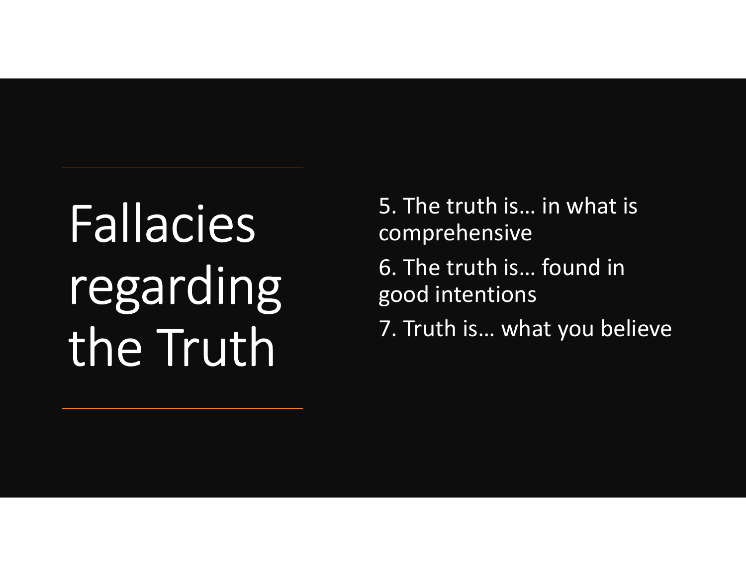# Fallacies regarding the Truth

5. The truth is… in what is comprehensive
6. The truth is… found in good intentions
7. Truth is… what you believe